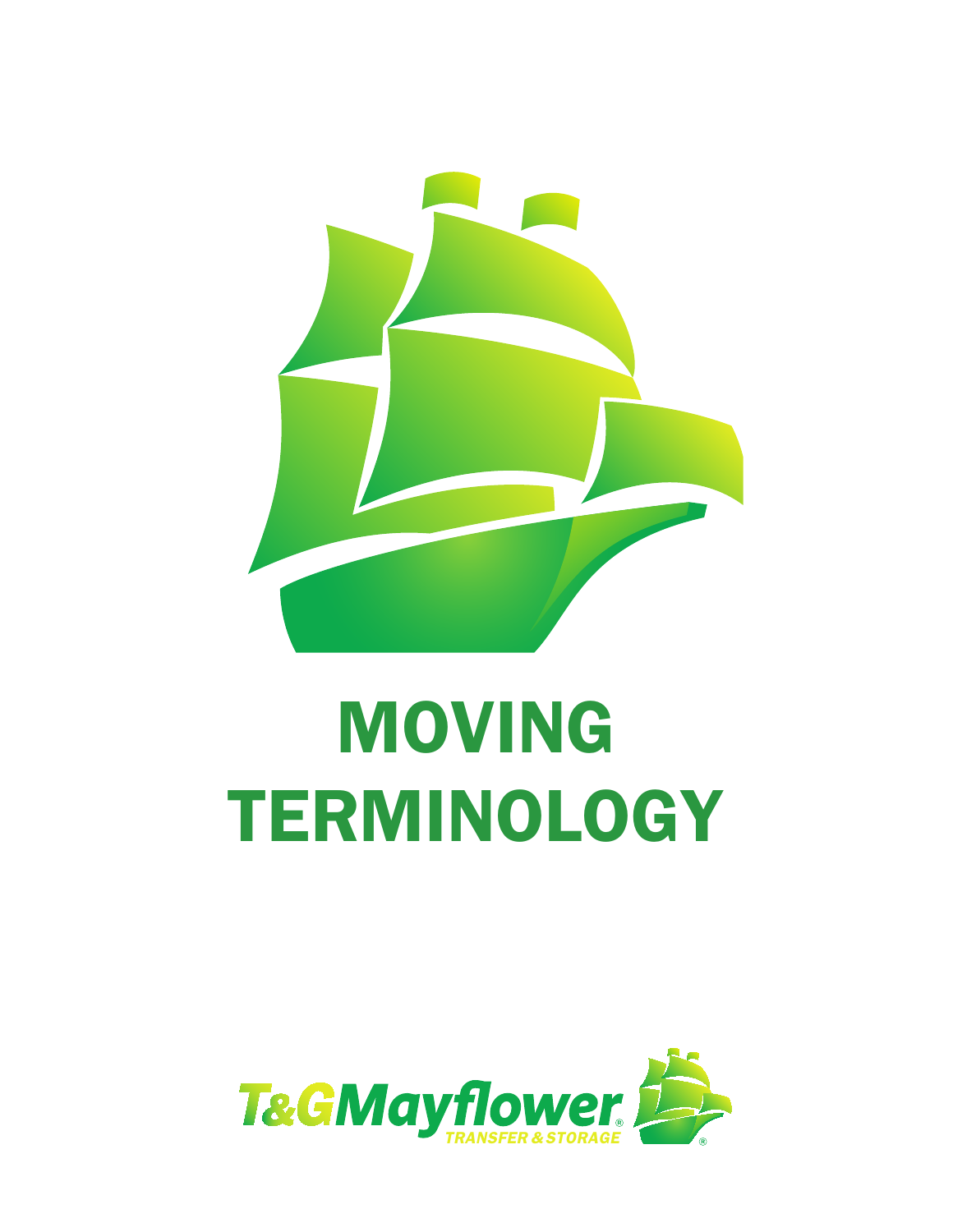# MOVING TERMINOLOGY

T&G Mayflower®
TRANSFER & STORAGE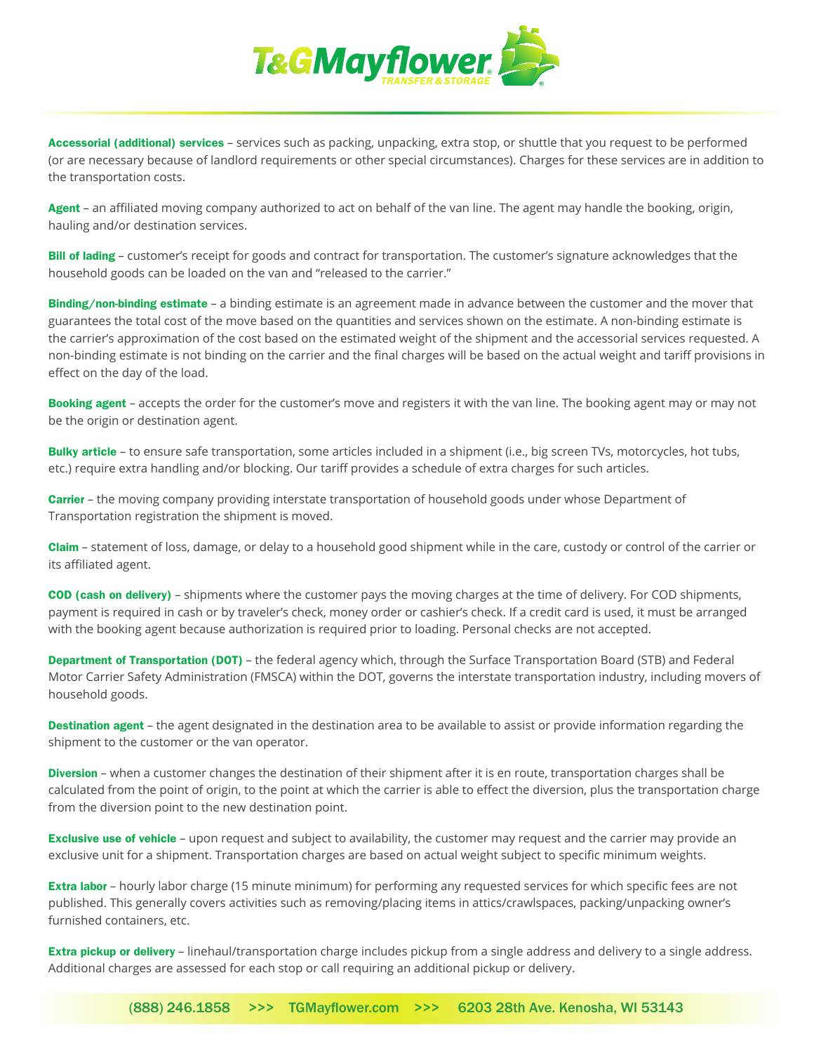**Accessorial (additional) services** – services such as packing, unpacking, extra stop, or shuttle that you request to be performed (or are necessary because of landlord requirements or other special circumstances). Charges for these services are in addition to the transportation costs.

**Agent** – an affiliated moving company authorized to act on behalf of the van line. The agent may handle the booking, origin, hauling and/or destination services.

**Bill of lading** – customer's receipt for goods and contract for transportation. The customer's signature acknowledges that the household goods can be loaded on the van and "released to the carrier."

**Binding/non-binding estimate** – a binding estimate is an agreement made in advance between the customer and the mover that guarantees the total cost of the move based on the quantities and services shown on the estimate. A non-binding estimate is the carrier's approximation of the cost based on the estimated weight of the shipment and the accessorial services requested. A non-binding estimate is not binding on the carrier and the final charges will be based on the actual weight and tariff provisions in effect on the day of the load.

**Booking agent** – accepts the order for the customer's move and registers it with the van line. The booking agent may or may not be the origin or destination agent.

**Bulky article** – to ensure safe transportation, some articles included in a shipment (i.e., big screen TVs, motorcycles, hot tubs, etc.) require extra handling and/or blocking. Our tariff provides a schedule of extra charges for such articles.

**Carrier** – the moving company providing interstate transportation of household goods under whose Department of Transportation registration the shipment is moved.

**Claim** – statement of loss, damage, or delay to a household good shipment while in the care, custody or control of the carrier or its affiliated agent.

**COD (cash on delivery)** – shipments where the customer pays the moving charges at the time of delivery. For COD shipments, payment is required in cash or by traveler's check, money order or cashier's check. If a credit card is used, it must be arranged with the booking agent because authorization is required prior to loading. Personal checks are not accepted.

**Department of Transportation (DOT)** – the federal agency which, through the Surface Transportation Board (STB) and Federal Motor Carrier Safety Administration (FMSCA) within the DOT, governs the interstate transportation industry, including movers of household goods.

**Destination agent** – the agent designated in the destination area to be available to assist or provide information regarding the shipment to the customer or the van operator.

**Diversion** – when a customer changes the destination of their shipment after it is en route, transportation charges shall be calculated from the point of origin, to the point at which the carrier is able to effect the diversion, plus the transportation charge from the diversion point to the new destination point.

**Exclusive use of vehicle** – upon request and subject to availability, the customer may request and the carrier may provide an exclusive unit for a shipment. Transportation charges are based on actual weight subject to specific minimum weights.

**Extra labor** – hourly labor charge (15 minute minimum) for performing any requested services for which specific fees are not published. This generally covers activities such as removing/placing items in attics/crawlspaces, packing/unpacking owner's furnished containers, etc.

**Extra pickup or delivery** – linehaul/transportation charge includes pickup from a single address and delivery to a single address. Additional charges are assessed for each stop or call requiring an additional pickup or delivery.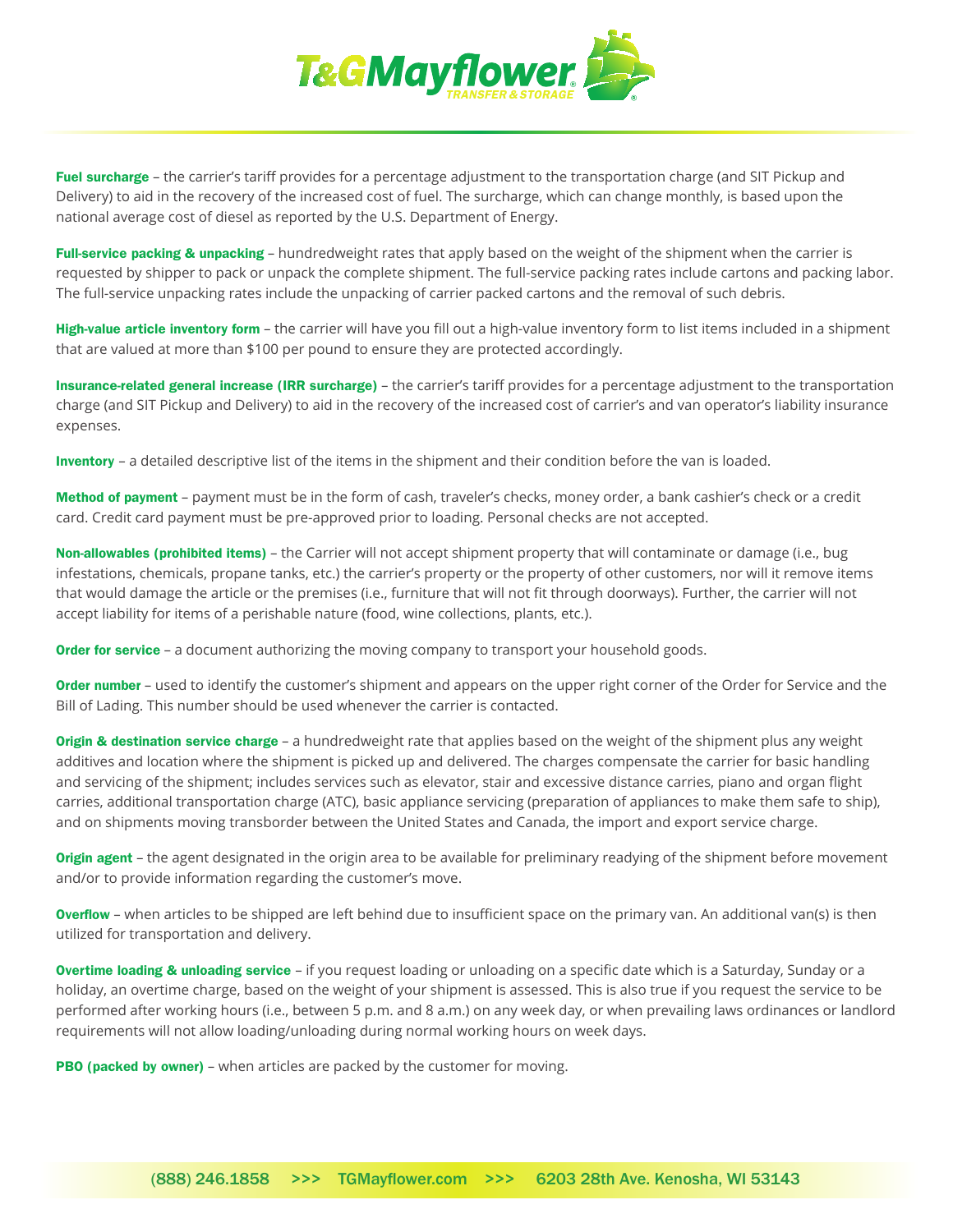**Fuel surcharge** – the carrier's tariff provides for a percentage adjustment to the transportation charge (and SIT Pickup and Delivery) to aid in the recovery of the increased cost of fuel. The surcharge, which can change monthly, is based upon the national average cost of diesel as reported by the U.S. Department of Energy.

**Full-service packing & unpacking** – hundredweight rates that apply based on the weight of the shipment when the carrier is requested by shipper to pack or unpack the complete shipment. The full-service packing rates include cartons and packing labor. The full-service unpacking rates include the unpacking of carrier packed cartons and the removal of such debris.

**High-value article inventory form** – the carrier will have you fill out a high-value inventory form to list items included in a shipment that are valued at more than $100 per pound to ensure they are protected accordingly.

**Insurance-related general increase (IRR surcharge)** – the carrier's tariff provides for a percentage adjustment to the transportation charge (and SIT Pickup and Delivery) to aid in the recovery of the increased cost of carrier's and van operator's liability insurance expenses.

**Inventory** – a detailed descriptive list of the items in the shipment and their condition before the van is loaded.

**Method of payment** – payment must be in the form of cash, traveler's checks, money order, a bank cashier's check or a credit card. Credit card payment must be pre-approved prior to loading. Personal checks are not accepted.

**Non-allowables (prohibited items)** – the Carrier will not accept shipment property that will contaminate or damage (i.e., bug infestations, chemicals, propane tanks, etc.) the carrier's property or the property of other customers, nor will it remove items that would damage the article or the premises (i.e., furniture that will not fit through doorways). Further, the carrier will not accept liability for items of a perishable nature (food, wine collections, plants, etc.).

**Order for service** – a document authorizing the moving company to transport your household goods.

**Order number** – used to identify the customer's shipment and appears on the upper right corner of the Order for Service and the Bill of Lading. This number should be used whenever the carrier is contacted.

**Origin & destination service charge** – a hundredweight rate that applies based on the weight of the shipment plus any weight additives and location where the shipment is picked up and delivered. The charges compensate the carrier for basic handling and servicing of the shipment; includes services such as elevator, stair and excessive distance carries, piano and organ flight carries, additional transportation charge (ATC), basic appliance servicing (preparation of appliances to make them safe to ship), and on shipments moving transborder between the United States and Canada, the import and export service charge.

**Origin agent** – the agent designated in the origin area to be available for preliminary readying of the shipment before movement and/or to provide information regarding the customer's move.

**Overflow** – when articles to be shipped are left behind due to insufficient space on the primary van. An additional van(s) is then utilized for transportation and delivery.

**Overtime loading & unloading service** – if you request loading or unloading on a specific date which is a Saturday, Sunday or a holiday, an overtime charge, based on the weight of your shipment is assessed. This is also true if you request the service to be performed after working hours (i.e., between 5 p.m. and 8 a.m.) on any week day, or when prevailing laws ordinances or landlord requirements will not allow loading/unloading during normal working hours on week days.

**PBO (packed by owner)** – when articles are packed by the customer for moving.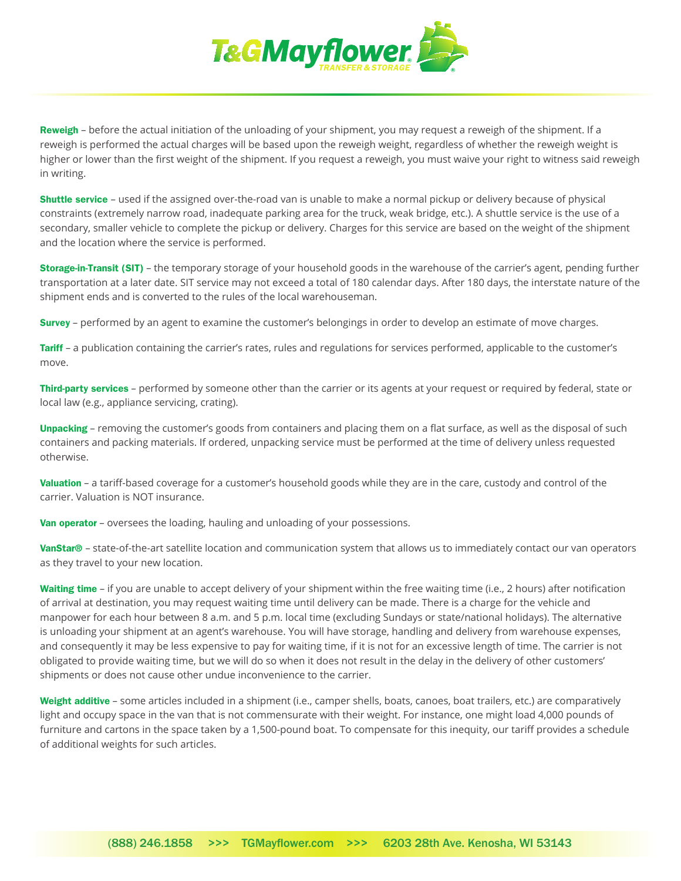**Reweigh** – before the actual initiation of the unloading of your shipment, you may request a reweigh of the shipment. If a reweigh is performed the actual charges will be based upon the reweigh weight, regardless of whether the reweigh weight is higher or lower than the first weight of the shipment. If you request a reweigh, you must waive your right to witness said reweigh in writing.

**Shuttle service** – used if the assigned over-the-road van is unable to make a normal pickup or delivery because of physical constraints (extremely narrow road, inadequate parking area for the truck, weak bridge, etc.). A shuttle service is the use of a secondary, smaller vehicle to complete the pickup or delivery. Charges for this service are based on the weight of the shipment and the location where the service is performed.

**Storage-in-Transit (SIT)** – the temporary storage of your household goods in the warehouse of the carrier's agent, pending further transportation at a later date. SIT service may not exceed a total of 180 calendar days. After 180 days, the interstate nature of the shipment ends and is converted to the rules of the local warehouseman.

**Survey** – performed by an agent to examine the customer's belongings in order to develop an estimate of move charges.

**Tariff** – a publication containing the carrier's rates, rules and regulations for services performed, applicable to the customer's move.

**Third-party services** – performed by someone other than the carrier or its agents at your request or required by federal, state or local law (e.g., appliance servicing, crating).

**Unpacking** – removing the customer's goods from containers and placing them on a flat surface, as well as the disposal of such containers and packing materials. If ordered, unpacking service must be performed at the time of delivery unless requested otherwise.

**Valuation** – a tariff-based coverage for a customer's household goods while they are in the care, custody and control of the carrier. Valuation is NOT insurance.

**Van operator** – oversees the loading, hauling and unloading of your possessions.

**VanStar®** – state-of-the-art satellite location and communication system that allows us to immediately contact our van operators as they travel to your new location.

**Waiting time** – if you are unable to accept delivery of your shipment within the free waiting time (i.e., 2 hours) after notification of arrival at destination, you may request waiting time until delivery can be made. There is a charge for the vehicle and manpower for each hour between 8 a.m. and 5 p.m. local time (excluding Sundays or state/national holidays). The alternative is unloading your shipment at an agent's warehouse. You will have storage, handling and delivery from warehouse expenses, and consequently it may be less expensive to pay for waiting time, if it is not for an excessive length of time. The carrier is not obligated to provide waiting time, but we will do so when it does not result in the delay in the delivery of other customers' shipments or does not cause other undue inconvenience to the carrier.

**Weight additive** – some articles included in a shipment (i.e., camper shells, boats, canoes, boat trailers, etc.) are comparatively light and occupy space in the van that is not commensurate with their weight. For instance, one might load 4,000 pounds of furniture and cartons in the space taken by a 1,500-pound boat. To compensate for this inequity, our tariff provides a schedule of additional weights for such articles.